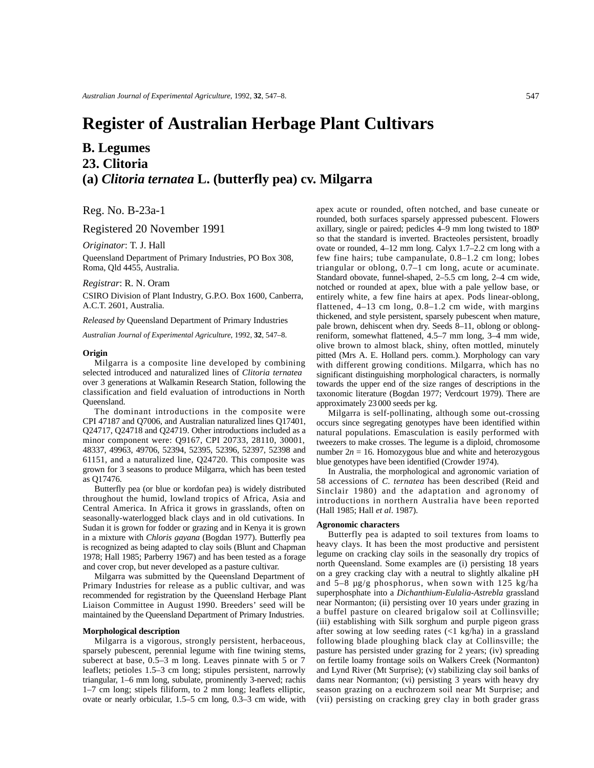// Register of Australian Herbage Plant Cultivars

## B. Legumes

## 23. Clitoria

## (a) *Clitoria ternatea* L. (butterfly pea) cv. Milgarra

Reg. No. B-23a-1

Registered 20 November 1991

*Originator*: T. J. Hall

Queensland Department of Primary Industries, PO Box 308, Roma, Qld 4455, Australia.

*Registrar*: R. N. Oram

CSIRO Division of Plant Industry, G.P.O. Box 1600, Canberra, A.C.T. 2601, Australia.

*Released by* Queensland Department of Primary Industries

*Australian Journal of Experimental Agriculture*, 1992, **32**, 547–8.

**Origin**

Milgarra is a composite line developed by combining selected introduced and naturalized lines of *Clitoria ternatea* over 3 generations at Walkamin Research Station, following the classification and field evaluation of introductions in North Queensland.

The dominant introductions in the composite were CPI 47187 and Q7006, and Australian naturalized lines Q17401, Q24717, Q24718 and Q24719. Other introductions included as a minor component were: Q9167, CPI 20733, 28110, 30001, 48337, 49963, 49706, 52394, 52395, 52396, 52397, 52398 and 61151, and a naturalized line, Q24720. This composite was grown for 3 seasons to produce Milgarra, which has been tested as Q17476.

Butterfly pea (or blue or kordofan pea) is widely distributed throughout the humid, lowland tropics of Africa, Asia and Central America. In Africa it grows in grasslands, often on seasonally-waterlogged black clays and in old cutivations. In Sudan it is grown for fodder or grazing and in Kenya it is grown in a mixture with *Chloris gayana* (Bogdan 1977). Butterfly pea is recognized as being adapted to clay soils (Blunt and Chapman 1978; Hall 1985; Parberry 1967) and has been tested as a forage and cover crop, but never developed as a pasture cultivar.

Milgarra was submitted by the Queensland Department of Primary Industries for release as a public cultivar, and was recommended for registration by the Queensland Herbage Plant Liaison Committee in August 1990. Breeders' seed will be maintained by the Queensland Department of Primary Industries.

**Morphological description**

Milgarra is a vigorous, strongly persistent, herbaceous, sparsely pubescent, perennial legume with fine twining stems, suberect at base, 0.5–3 m long. Leaves pinnate with 5 or 7 leaflets; petioles 1.5–3 cm long; stipules persistent, narrowly triangular, 1–6 mm long, subulate, prominently 3-nerved; rachis 1–7 cm long; stipels filiform, to 2 mm long; leaflets elliptic, ovate or nearly orbicular, 1.5–5 cm long, 0.3–3 cm wide, with apex acute or rounded, often notched, and base cuneate or rounded, both surfaces sparsely appressed pubescent. Flowers axillary, single or paired; pedicles 4–9 mm long twisted to 180° so that the standard is inverted. Bracteoles persistent, broadly ovate or rounded, 4–12 mm long. Calyx 1.7–2.2 cm long with a few fine hairs; tube campanulate, 0.8–1.2 cm long; lobes triangular or oblong, 0.7–1 cm long, acute or acuminate. Standard obovate, funnel-shaped, 2–5.5 cm long, 2–4 cm wide, notched or rounded at apex, blue with a pale yellow base, or entirely white, a few fine hairs at apex. Pods linear-oblong, flattened, 4–13 cm long, 0.8–1.2 cm wide, with margins thickened, and style persistent, sparsely pubescent when mature, pale brown, dehiscent when dry. Seeds 8–11, oblong or oblong-reniform, somewhat flattened, 4.5–7 mm long, 3–4 mm wide, olive brown to almost black, shiny, often mottled, minutely pitted (Mrs A. E. Holland pers. comm.). Morphology can vary with different growing conditions. Milgarra, which has no significant distinguishing morphological characters, is normally towards the upper end of the size ranges of descriptions in the taxonomic literature (Bogdan 1977; Verdcourt 1979). There are approximately 23 000 seeds per kg.

Milgarra is self-pollinating, although some out-crossing occurs since segregating genotypes have been identified within natural populations. Emasculation is easily performed with tweezers to make crosses. The legume is a diploid, chromosome number $2n = 16$. Homozygous blue and white and heterozygous blue genotypes have been identified (Crowder 1974).

In Australia, the morphological and agronomic variation of 58 accessions of *C. ternatea* has been described (Reid and Sinclair 1980) and the adaptation and agronomy of introductions in northern Australia have been reported (Hall 1985; Hall *et al*. 1987).

**Agronomic characters**

Butterfly pea is adapted to soil textures from loams to heavy clays. It has been the most productive and persistent legume on cracking clay soils in the seasonally dry tropics of north Queensland. Some examples are (i) persisting 18 years on a grey cracking clay with a neutral to slightly alkaline pH and 5–8 µg/g phosphorus, when sown with 125 kg/ha superphosphate into a *Dichanthium-Eulalia-Astrebla* grassland near Normanton; (ii) persisting over 10 years under grazing in a buffel pasture on cleared brigalow soil at Collinsville; (iii) establishing with Silk sorghum and purple pigeon grass after sowing at low seeding rates (<1 kg/ha) in a grassland following blade ploughing black clay at Collinsville; the pasture has persisted under grazing for 2 years; (iv) spreading on fertile loamy frontage soils on Walkers Creek (Normanton) and Lynd River (Mt Surprise); (v) stabilizing clay soil banks of dams near Normanton; (vi) persisting 3 years with heavy dry season grazing on a euchrozem soil near Mt Surprise; and (vii) persisting on cracking grey clay in both grader grass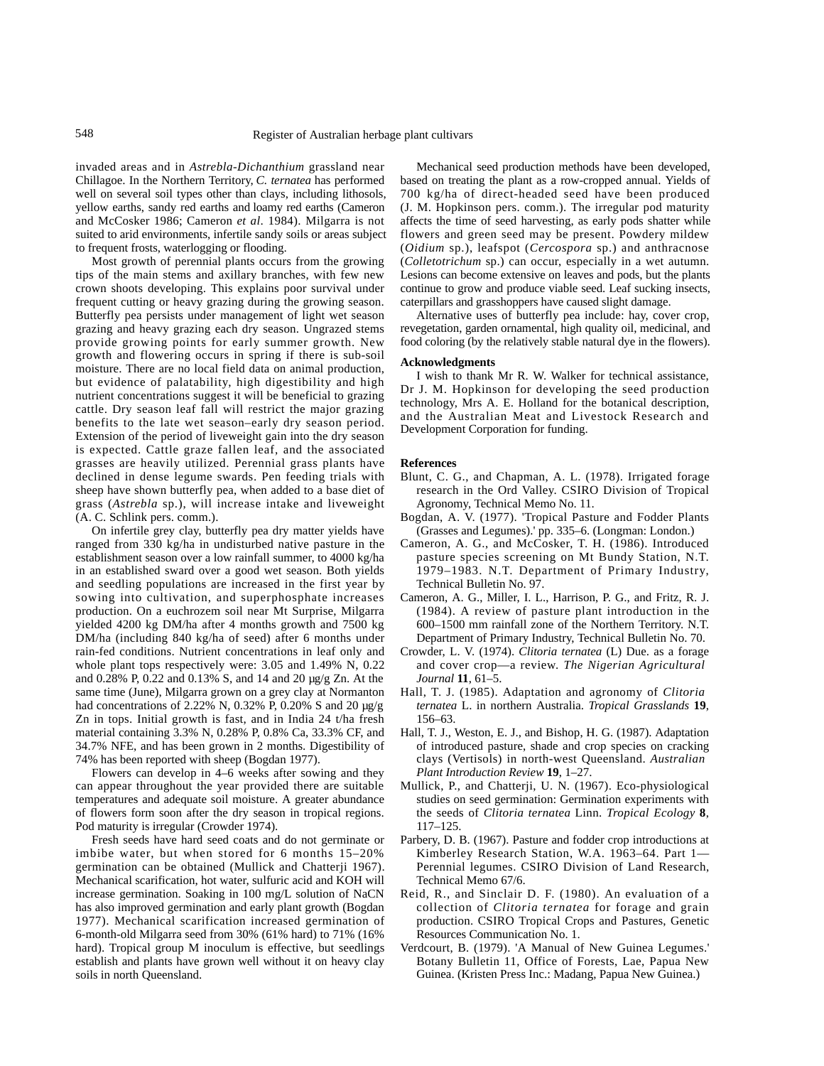invaded areas and in *Astrebla-Dichanthium* grassland near Chillagoe. In the Northern Territory, *C. ternatea* has performed well on several soil types other than clays, including lithosols, yellow earths, sandy red earths and loamy red earths (Cameron and McCosker 1986; Cameron *et al*. 1984). Milgarra is not suited to arid environments, infertile sandy soils or areas subject to frequent frosts, waterlogging or flooding.

Most growth of perennial plants occurs from the growing tips of the main stems and axillary branches, with few new crown shoots developing. This explains poor survival under frequent cutting or heavy grazing during the growing season. Butterfly pea persists under management of light wet season grazing and heavy grazing each dry season. Ungrazed stems provide growing points for early summer growth. New growth and flowering occurs in spring if there is sub-soil moisture. There are no local field data on animal production, but evidence of palatability, high digestibility and high nutrient concentrations suggest it will be beneficial to grazing cattle. Dry season leaf fall will restrict the major grazing benefits to the late wet season–early dry season period. Extension of the period of liveweight gain into the dry season is expected. Cattle graze fallen leaf, and the associated grasses are heavily utilized. Perennial grass plants have declined in dense legume swards. Pen feeding trials with sheep have shown butterfly pea, when added to a base diet of grass (*Astrebla* sp.), will increase intake and liveweight (A. C. Schlink pers. comm.).

On infertile grey clay, butterfly pea dry matter yields have ranged from 330 kg/ha in undisturbed native pasture in the establishment season over a low rainfall summer, to 4000 kg/ha in an established sward over a good wet season. Both yields and seedling populations are increased in the first year by sowing into cultivation, and superphosphate increases production. On a euchrozem soil near Mt Surprise, Milgarra yielded 4200 kg DM/ha after 4 months growth and 7500 kg DM/ha (including 840 kg/ha of seed) after 6 months under rain-fed conditions. Nutrient concentrations in leaf only and whole plant tops respectively were: 3.05 and 1.49% N, 0.22 and 0.28% P, 0.22 and 0.13% S, and 14 and 20 μg/g Zn. At the same time (June), Milgarra grown on a grey clay at Normanton had concentrations of 2.22% N, 0.32% P, 0.20% S and 20 μg/g Zn in tops. Initial growth is fast, and in India 24 t/ha fresh material containing 3.3% N, 0.28% P, 0.8% Ca, 33.3% CF, and 34.7% NFE, and has been grown in 2 months. Digestibility of 74% has been reported with sheep (Bogdan 1977).

Flowers can develop in 4–6 weeks after sowing and they can appear throughout the year provided there are suitable temperatures and adequate soil moisture. A greater abundance of flowers form soon after the dry season in tropical regions. Pod maturity is irregular (Crowder 1974).

Fresh seeds have hard seed coats and do not germinate or imbibe water, but when stored for 6 months 15–20% germination can be obtained (Mullick and Chatterji 1967). Mechanical scarification, hot water, sulfuric acid and KOH will increase germination. Soaking in 100 mg/L solution of NaCN has also improved germination and early plant growth (Bogdan 1977). Mechanical scarification increased germination of 6-month-old Milgarra seed from 30% (61% hard) to 71% (16% hard). Tropical group M inoculum is effective, but seedlings establish and plants have grown well without it on heavy clay soils in north Queensland.

Mechanical seed production methods have been developed, based on treating the plant as a row-cropped annual. Yields of 700 kg/ha of direct-headed seed have been produced (J. M. Hopkinson pers. comm.). The irregular pod maturity affects the time of seed harvesting, as early pods shatter while flowers and green seed may be present. Powdery mildew (*Oidium* sp.), leafspot (*Cercospora* sp.) and anthracnose (*Colletotrichum* sp.) can occur, especially in a wet autumn. Lesions can become extensive on leaves and pods, but the plants continue to grow and produce viable seed. Leaf sucking insects, caterpillars and grasshoppers have caused slight damage.

Alternative uses of butterfly pea include: hay, cover crop, revegetation, garden ornamental, high quality oil, medicinal, and food coloring (by the relatively stable natural dye in the flowers).

### Acknowledgments

I wish to thank Mr R. W. Walker for technical assistance, Dr J. M. Hopkinson for developing the seed production technology, Mrs A. E. Holland for the botanical description, and the Australian Meat and Livestock Research and Development Corporation for funding.

### References

Blunt, C. G., and Chapman, A. L. (1978). Irrigated forage research in the Ord Valley. CSIRO Division of Tropical Agronomy, Technical Memo No. 11.

Bogdan, A. V. (1977). 'Tropical Pasture and Fodder Plants (Grasses and Legumes).' pp. 335–6. (Longman: London.)

Cameron, A. G., and McCosker, T. H. (1986). Introduced pasture species screening on Mt Bundy Station, N.T. 1979–1983. N.T. Department of Primary Industry, Technical Bulletin No. 97.

Cameron, A. G., Miller, I. L., Harrison, P. G., and Fritz, R. J. (1984). A review of pasture plant introduction in the 600–1500 mm rainfall zone of the Northern Territory. N.T. Department of Primary Industry, Technical Bulletin No. 70.

Crowder, L. V. (1974). *Clitoria ternatea* (L) Due. as a forage and cover crop—a review. *The Nigerian Agricultural Journal* **11**, 61–5.

Hall, T. J. (1985). Adaptation and agronomy of *Clitoria ternatea* L. in northern Australia. *Tropical Grasslands* **19**, 156–63.

Hall, T. J., Weston, E. J., and Bishop, H. G. (1987). Adaptation of introduced pasture, shade and crop species on cracking clays (Vertisols) in north-west Queensland. *Australian Plant Introduction Review* **19**, 1–27.

Mullick, P., and Chatterji, U. N. (1967). Eco-physiological studies on seed germination: Germination experiments with the seeds of *Clitoria ternatea* Linn. *Tropical Ecology* **8**, 117–125.

Parbery, D. B. (1967). Pasture and fodder crop introductions at Kimberley Research Station, W.A. 1963–64. Part 1—Perennial legumes. CSIRO Division of Land Research, Technical Memo 67/6.

Reid, R., and Sinclair D. F. (1980). An evaluation of a collection of *Clitoria ternatea* for forage and grain production. CSIRO Tropical Crops and Pastures, Genetic Resources Communication No. 1.

Verdcourt, B. (1979). 'A Manual of New Guinea Legumes.' Botany Bulletin 11, Office of Forests, Lae, Papua New Guinea. (Kristen Press Inc.: Madang, Papua New Guinea.)